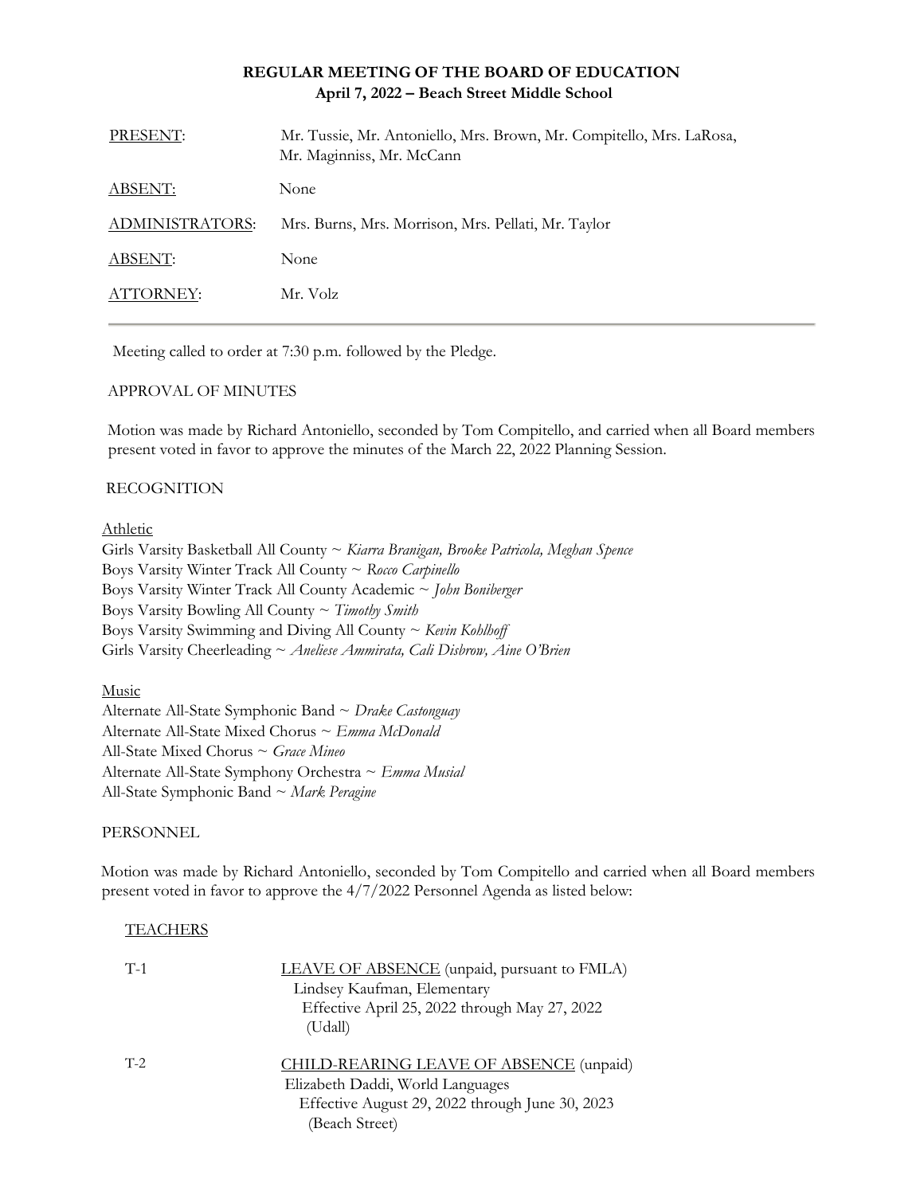**REGULAR MEETING OF THE BOARD OF EDUCATION**
**April 7, 2022 – Beach Street Middle School**

| | |
|---|---|
| PRESENT: | Mr. Tussie, Mr. Antoniello, Mrs. Brown, Mr. Compitello, Mrs. LaRosa, Mr. Maginniss, Mr. McCann |
| ABSENT: | None |
| ADMINISTRATORS: | Mrs. Burns, Mrs. Morrison, Mrs. Pellati, Mr. Taylor |
| ABSENT: | None |
| ATTORNEY: | Mr. Volz |

---

Meeting called to order at 7:30 p.m. followed by the Pledge.

APPROVAL OF MINUTES

Motion was made by Richard Antoniello, seconded by Tom Compitello, and carried when all Board members present voted in favor to approve the minutes of the March 22, 2022 Planning Session.

RECOGNITION

Athletic

Girls Varsity Basketball All County ~ *Kiarra Branigan, Brooke Patricola, Meghan Spence*
Boys Varsity Winter Track All County ~ *Rocco Carpinello*
Boys Varsity Winter Track All County Academic ~ *John Boniberger*
Boys Varsity Bowling All County ~ *Timothy Smith*
Boys Varsity Swimming and Diving All County ~ *Kevin Kohlhoff*
Girls Varsity Cheerleading ~ *Aneliese Ammirata, Cali Disbrow, Aine O'Brien*

Music

Alternate All-State Symphonic Band ~ *Drake Castonguay*
Alternate All-State Mixed Chorus ~ *Emma McDonald*
All-State Mixed Chorus ~ *Grace Mineo*
Alternate All-State Symphony Orchestra ~ *Emma Musial*
All-State Symphonic Band ~ *Mark Peragine*

PERSONNEL

Motion was made by Richard Antoniello, seconded by Tom Compitello and carried when all Board members present voted in favor to approve the 4/7/2022 Personnel Agenda as listed below:

TEACHERS

T-1 LEAVE OF ABSENCE (unpaid, pursuant to FMLA)
Lindsey Kaufman, Elementary
Effective April 25, 2022 through May 27, 2022
(Udall)

T-2 CHILD-REARING LEAVE OF ABSENCE (unpaid)
Elizabeth Daddi, World Languages
Effective August 29, 2022 through June 30, 2023
(Beach Street)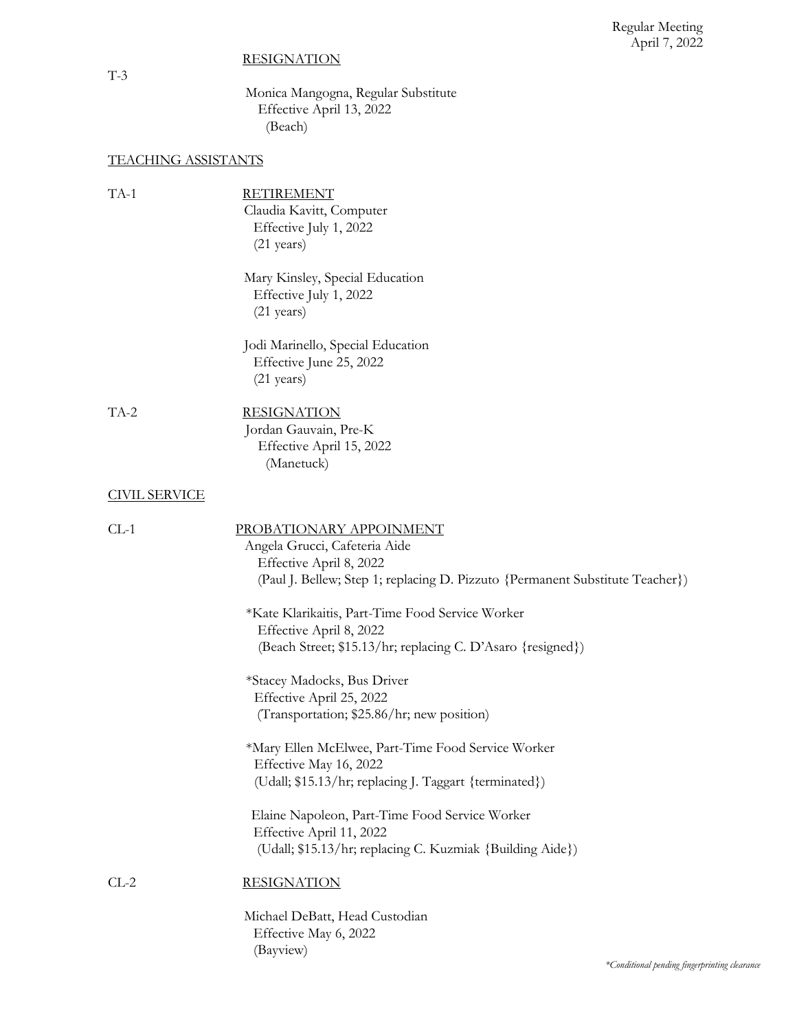Regular Meeting
April 7, 2022

T-3

RESIGNATION

Monica Mangogna, Regular Substitute
Effective April 13, 2022
(Beach)

TEACHING ASSISTANTS

TA-1

RETIREMENT

Claudia Kavitt, Computer
Effective July 1, 2022
(21 years)

Mary Kinsley, Special Education
Effective July 1, 2022
(21 years)

Jodi Marinello, Special Education
Effective June 25, 2022
(21 years)

TA-2

RESIGNATION

Jordan Gauvain, Pre-K
Effective April 15, 2022
(Manetuck)

CIVIL SERVICE

CL-1

PROBATIONARY APPOINMENT

Angela Grucci, Cafeteria Aide
Effective April 8, 2022
(Paul J. Bellew; Step 1; replacing D. Pizzuto {Permanent Substitute Teacher})

*Kate Klarikaitis, Part-Time Food Service Worker
Effective April 8, 2022
(Beach Street; $15.13/hr; replacing C. D'Asaro {resigned})

*Stacey Madocks, Bus Driver
Effective April 25, 2022
(Transportation; $25.86/hr; new position)

*Mary Ellen McElwee, Part-Time Food Service Worker
Effective May 16, 2022
(Udall; $15.13/hr; replacing J. Taggart {terminated})

Elaine Napoleon, Part-Time Food Service Worker
Effective April 11, 2022
(Udall; $15.13/hr; replacing C. Kuzmiak {Building Aide})

CL-2

RESIGNATION

Michael DeBatt, Head Custodian
Effective May 6, 2022
(Bayview)

*Conditional pending fingerprinting clearance*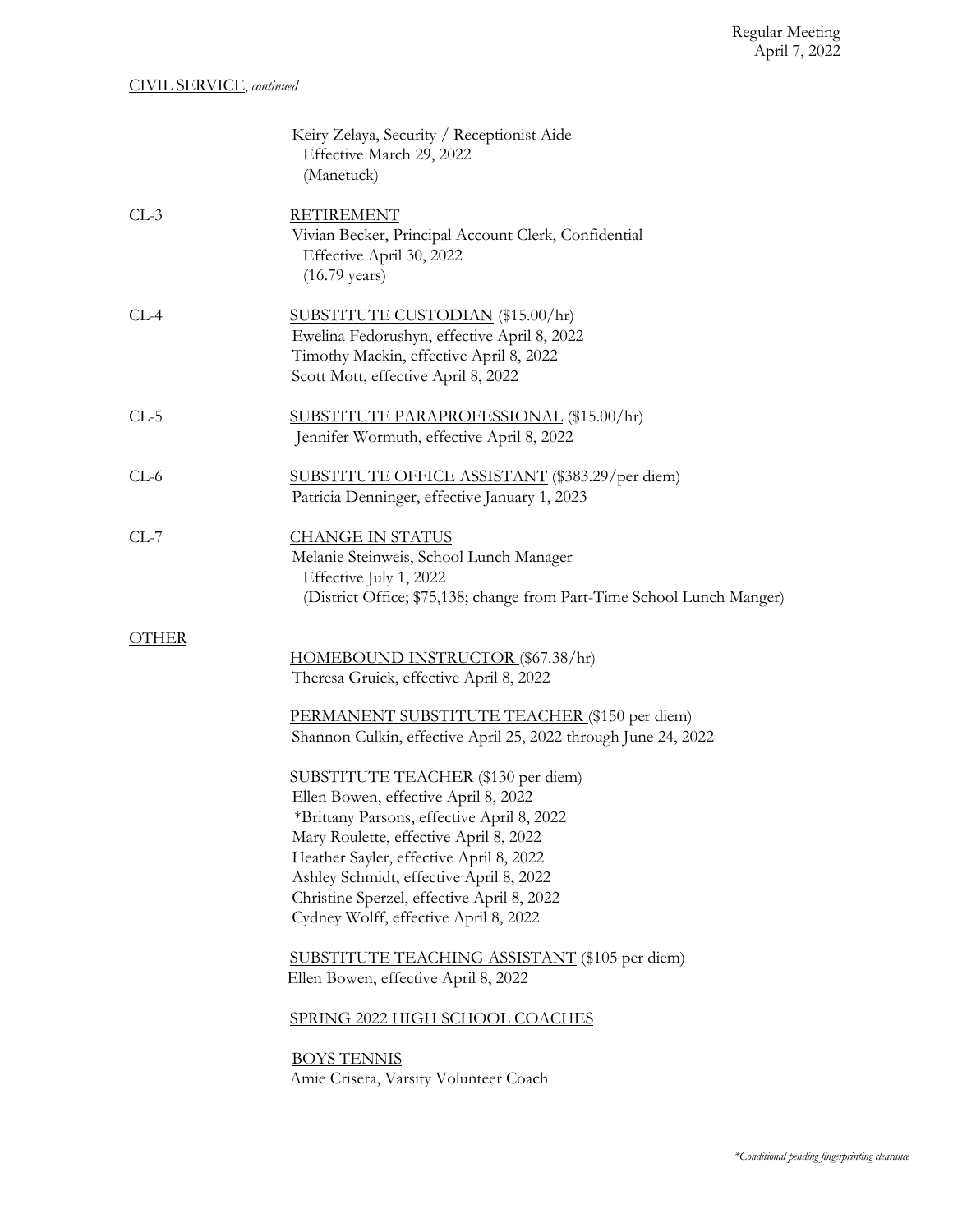CIVIL SERVICE, *continued*

Keiry Zelaya, Security / Receptionist Aide
Effective March 29, 2022
(Manetuck)

CL-3 RETIREMENT
Vivian Becker, Principal Account Clerk, Confidential
Effective April 30, 2022
(16.79 years)

CL-4 SUBSTITUTE CUSTODIAN ($15.00/hr)
Ewelina Fedorushyn, effective April 8, 2022
Timothy Mackin, effective April 8, 2022
Scott Mott, effective April 8, 2022

CL-5 SUBSTITUTE PARAPROFESSIONAL ($15.00/hr)
Jennifer Wormuth, effective April 8, 2022

CL-6 SUBSTITUTE OFFICE ASSISTANT ($383.29/per diem)
Patricia Denninger, effective January 1, 2023

CL-7 CHANGE IN STATUS
Melanie Steinweis, School Lunch Manager
Effective July 1, 2022
(District Office; $75,138; change from Part-Time School Lunch Manger)

OTHER

HOMEBOUND INSTRUCTOR ($67.38/hr)
Theresa Gruick, effective April 8, 2022

PERMANENT SUBSTITUTE TEACHER ($150 per diem)
Shannon Culkin, effective April 25, 2022 through June 24, 2022

SUBSTITUTE TEACHER ($130 per diem)
Ellen Bowen, effective April 8, 2022
*Brittany Parsons, effective April 8, 2022
Mary Roulette, effective April 8, 2022
Heather Sayler, effective April 8, 2022
Ashley Schmidt, effective April 8, 2022
Christine Sperzel, effective April 8, 2022
Cydney Wolff, effective April 8, 2022

SUBSTITUTE TEACHING ASSISTANT ($105 per diem)
Ellen Bowen, effective April 8, 2022

SPRING 2022 HIGH SCHOOL COACHES

BOYS TENNIS
Amie Crisera, Varsity Volunteer Coach

*\*Conditional pending fingerprinting clearance*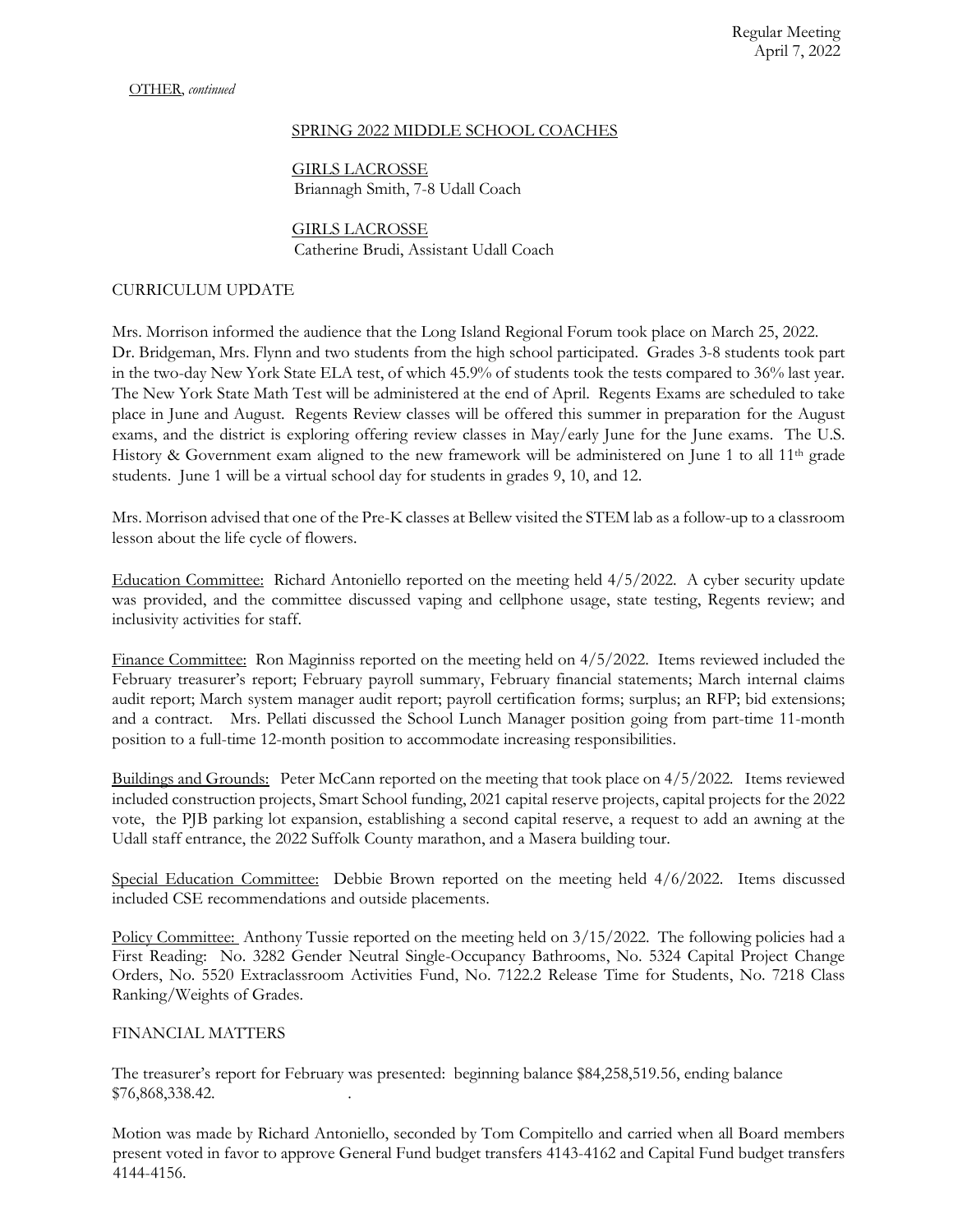OTHER, *continued*

SPRING 2022 MIDDLE SCHOOL COACHES

GIRLS LACROSSE
Briannagh Smith, 7-8 Udall Coach

GIRLS LACROSSE
Catherine Brudi, Assistant Udall Coach

CURRICULUM UPDATE

Mrs. Morrison informed the audience that the Long Island Regional Forum took place on March 25, 2022. Dr. Bridgeman, Mrs. Flynn and two students from the high school participated. Grades 3-8 students took part in the two-day New York State ELA test, of which 45.9% of students took the tests compared to 36% last year. The New York State Math Test will be administered at the end of April. Regents Exams are scheduled to take place in June and August. Regents Review classes will be offered this summer in preparation for the August exams, and the district is exploring offering review classes in May/early June for the June exams. The U.S. History & Government exam aligned to the new framework will be administered on June 1 to all 11th grade students. June 1 will be a virtual school day for students in grades 9, 10, and 12.

Mrs. Morrison advised that one of the Pre-K classes at Bellew visited the STEM lab as a follow-up to a classroom lesson about the life cycle of flowers.

Education Committee: Richard Antoniello reported on the meeting held 4/5/2022. A cyber security update was provided, and the committee discussed vaping and cellphone usage, state testing, Regents review; and inclusivity activities for staff.

Finance Committee: Ron Maginniss reported on the meeting held on 4/5/2022. Items reviewed included the February treasurer's report; February payroll summary, February financial statements; March internal claims audit report; March system manager audit report; payroll certification forms; surplus; an RFP; bid extensions; and a contract. Mrs. Pellati discussed the School Lunch Manager position going from part-time 11-month position to a full-time 12-month position to accommodate increasing responsibilities.

Buildings and Grounds: Peter McCann reported on the meeting that took place on 4/5/2022. Items reviewed included construction projects, Smart School funding, 2021 capital reserve projects, capital projects for the 2022 vote, the PJB parking lot expansion, establishing a second capital reserve, a request to add an awning at the Udall staff entrance, the 2022 Suffolk County marathon, and a Masera building tour.

Special Education Committee: Debbie Brown reported on the meeting held 4/6/2022. Items discussed included CSE recommendations and outside placements.

Policy Committee: Anthony Tussie reported on the meeting held on 3/15/2022. The following policies had a First Reading: No. 3282 Gender Neutral Single-Occupancy Bathrooms, No. 5324 Capital Project Change Orders, No. 5520 Extraclassroom Activities Fund, No. 7122.2 Release Time for Students, No. 7218 Class Ranking/Weights of Grades.

FINANCIAL MATTERS

The treasurer's report for February was presented: beginning balance $84,258,519.56, ending balance $76,868,338.42.

Motion was made by Richard Antoniello, seconded by Tom Compitello and carried when all Board members present voted in favor to approve General Fund budget transfers 4143-4162 and Capital Fund budget transfers 4144-4156.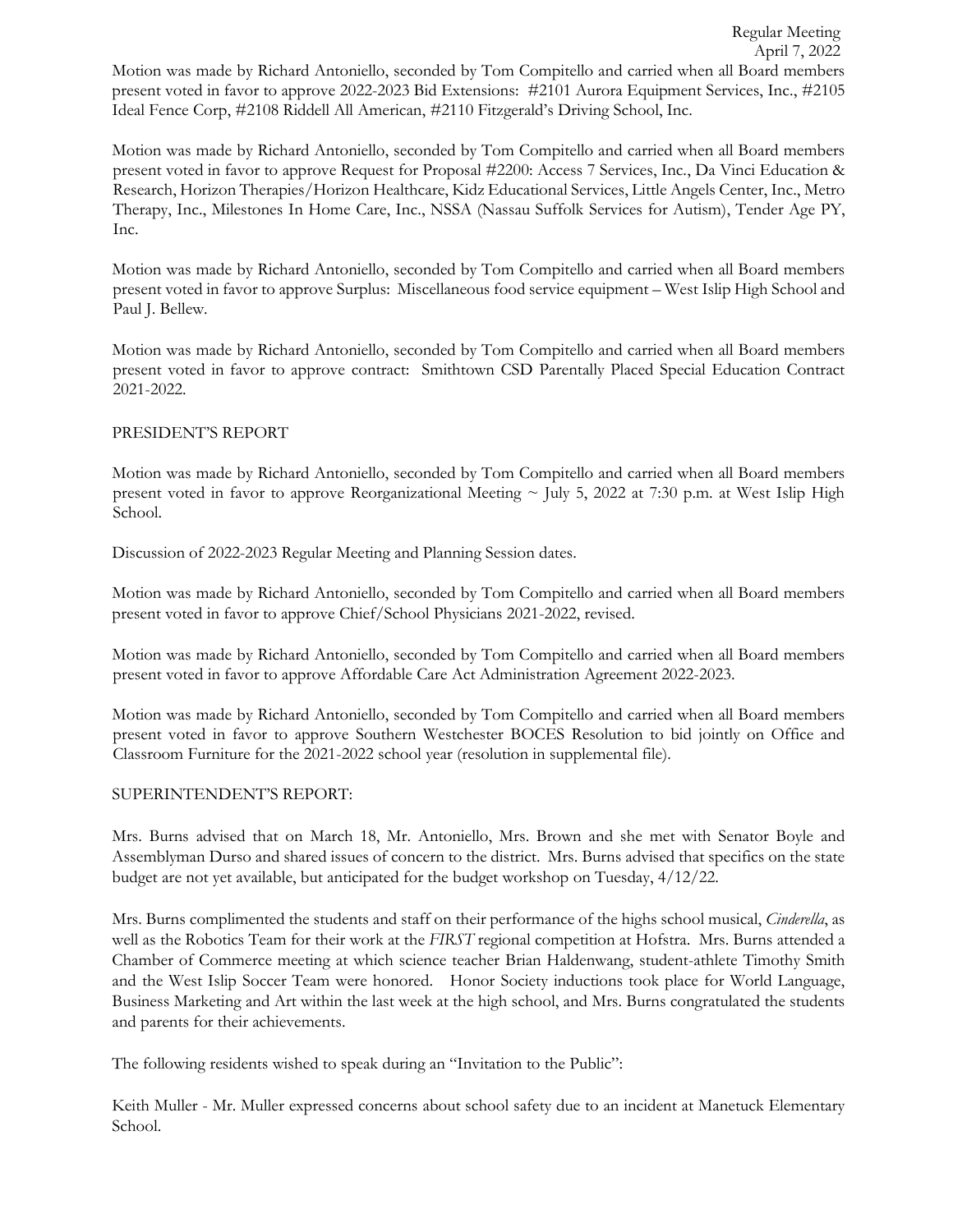Motion was made by Richard Antoniello, seconded by Tom Compitello and carried when all Board members present voted in favor to approve 2022-2023 Bid Extensions: #2101 Aurora Equipment Services, Inc., #2105 Ideal Fence Corp, #2108 Riddell All American, #2110 Fitzgerald's Driving School, Inc.

Motion was made by Richard Antoniello, seconded by Tom Compitello and carried when all Board members present voted in favor to approve Request for Proposal #2200: Access 7 Services, Inc., Da Vinci Education & Research, Horizon Therapies/Horizon Healthcare, Kidz Educational Services, Little Angels Center, Inc., Metro Therapy, Inc., Milestones In Home Care, Inc., NSSA (Nassau Suffolk Services for Autism), Tender Age PY, Inc.

Motion was made by Richard Antoniello, seconded by Tom Compitello and carried when all Board members present voted in favor to approve Surplus: Miscellaneous food service equipment – West Islip High School and Paul J. Bellew.

Motion was made by Richard Antoniello, seconded by Tom Compitello and carried when all Board members present voted in favor to approve contract: Smithtown CSD Parentally Placed Special Education Contract 2021-2022.

PRESIDENT'S REPORT

Motion was made by Richard Antoniello, seconded by Tom Compitello and carried when all Board members present voted in favor to approve Reorganizational Meeting ~ July 5, 2022 at 7:30 p.m. at West Islip High School.

Discussion of 2022-2023 Regular Meeting and Planning Session dates.

Motion was made by Richard Antoniello, seconded by Tom Compitello and carried when all Board members present voted in favor to approve Chief/School Physicians 2021-2022, revised.

Motion was made by Richard Antoniello, seconded by Tom Compitello and carried when all Board members present voted in favor to approve Affordable Care Act Administration Agreement 2022-2023.

Motion was made by Richard Antoniello, seconded by Tom Compitello and carried when all Board members present voted in favor to approve Southern Westchester BOCES Resolution to bid jointly on Office and Classroom Furniture for the 2021-2022 school year (resolution in supplemental file).

SUPERINTENDENT'S REPORT:

Mrs. Burns advised that on March 18, Mr. Antoniello, Mrs. Brown and she met with Senator Boyle and Assemblyman Durso and shared issues of concern to the district. Mrs. Burns advised that specifics on the state budget are not yet available, but anticipated for the budget workshop on Tuesday, 4/12/22.

Mrs. Burns complimented the students and staff on their performance of the highs school musical, *Cinderella*, as well as the Robotics Team for their work at the *FIRST* regional competition at Hofstra. Mrs. Burns attended a Chamber of Commerce meeting at which science teacher Brian Haldenwang, student-athlete Timothy Smith and the West Islip Soccer Team were honored. Honor Society inductions took place for World Language, Business Marketing and Art within the last week at the high school, and Mrs. Burns congratulated the students and parents for their achievements.

The following residents wished to speak during an "Invitation to the Public":

Keith Muller - Mr. Muller expressed concerns about school safety due to an incident at Manetuck Elementary School.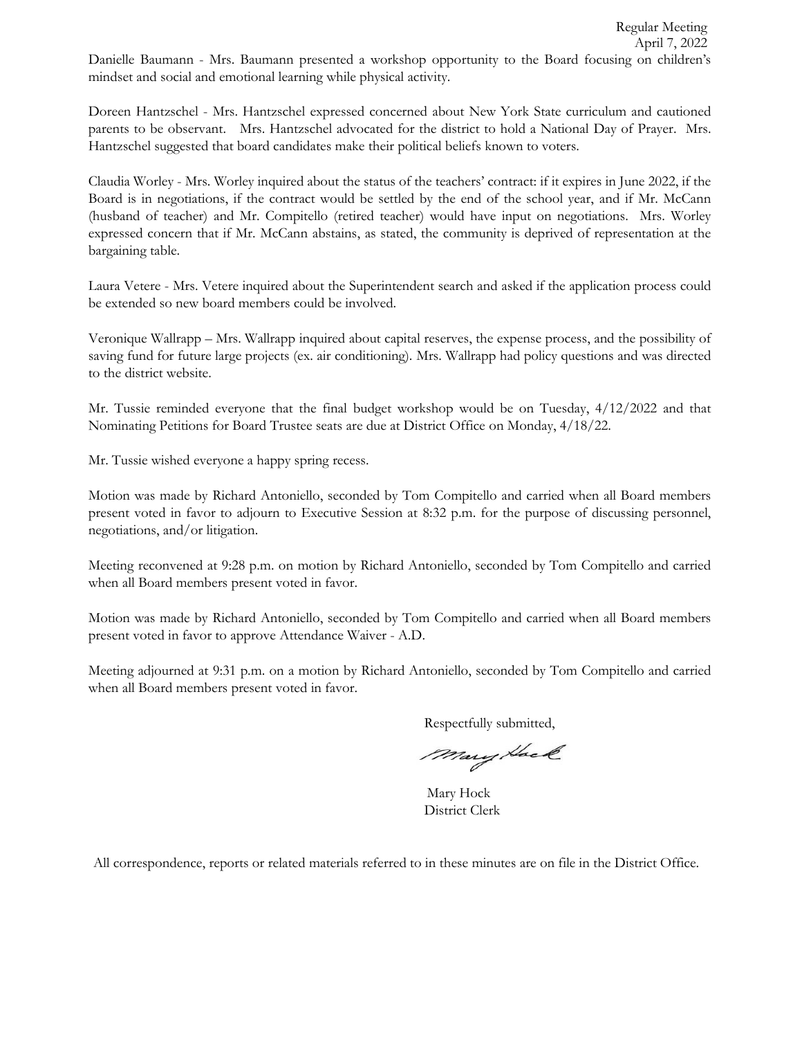Danielle Baumann - Mrs. Baumann presented a workshop opportunity to the Board focusing on children's mindset and social and emotional learning while physical activity.

Doreen Hantzschel - Mrs. Hantzschel expressed concerned about New York State curriculum and cautioned parents to be observant. Mrs. Hantzschel advocated for the district to hold a National Day of Prayer. Mrs. Hantzschel suggested that board candidates make their political beliefs known to voters.

Claudia Worley - Mrs. Worley inquired about the status of the teachers' contract: if it expires in June 2022, if the Board is in negotiations, if the contract would be settled by the end of the school year, and if Mr. McCann (husband of teacher) and Mr. Compitello (retired teacher) would have input on negotiations. Mrs. Worley expressed concern that if Mr. McCann abstains, as stated, the community is deprived of representation at the bargaining table.

Laura Vetere - Mrs. Vetere inquired about the Superintendent search and asked if the application process could be extended so new board members could be involved.

Veronique Wallrapp – Mrs. Wallrapp inquired about capital reserves, the expense process, and the possibility of saving fund for future large projects (ex. air conditioning). Mrs. Wallrapp had policy questions and was directed to the district website.

Mr. Tussie reminded everyone that the final budget workshop would be on Tuesday, 4/12/2022 and that Nominating Petitions for Board Trustee seats are due at District Office on Monday, 4/18/22.

Mr. Tussie wished everyone a happy spring recess.

Motion was made by Richard Antoniello, seconded by Tom Compitello and carried when all Board members present voted in favor to adjourn to Executive Session at 8:32 p.m. for the purpose of discussing personnel, negotiations, and/or litigation.

Meeting reconvened at 9:28 p.m. on motion by Richard Antoniello, seconded by Tom Compitello and carried when all Board members present voted in favor.

Motion was made by Richard Antoniello, seconded by Tom Compitello and carried when all Board members present voted in favor to approve Attendance Waiver - A.D.

Meeting adjourned at 9:31 p.m. on a motion by Richard Antoniello, seconded by Tom Compitello and carried when all Board members present voted in favor.

Respectfully submitted,

Mary Hock

Mary Hock
District Clerk

All correspondence, reports or related materials referred to in these minutes are on file in the District Office.